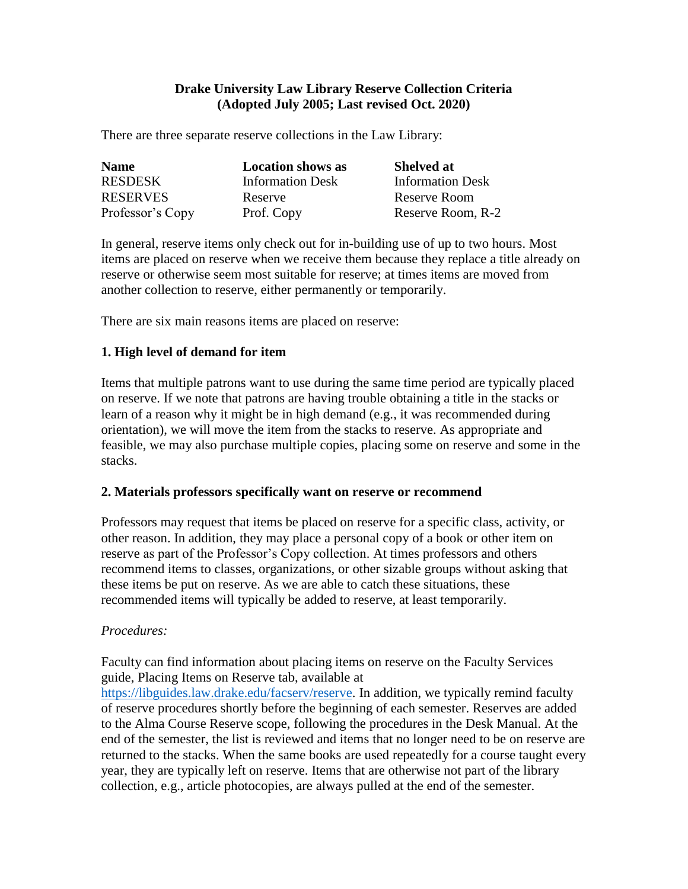# Drake University Law Library Reserve Collection Criteria
**(Adopted July 2005; Last revised Oct. 2020)**

There are three separate reserve collections in the Law Library:

| Name | Location shows as | Shelved at |
| --- | --- | --- |
| RESDESK | Information Desk | Information Desk |
| RESERVES | Reserve | Reserve Room |
| Professor's Copy | Prof. Copy | Reserve Room, R-2 |

In general, reserve items only check out for in-building use of up to two hours. Most items are placed on reserve when we receive them because they replace a title already on reserve or otherwise seem most suitable for reserve; at times items are moved from another collection to reserve, either permanently or temporarily.

There are six main reasons items are placed on reserve:

## 1. High level of demand for item

Items that multiple patrons want to use during the same time period are typically placed on reserve. If we note that patrons are having trouble obtaining a title in the stacks or learn of a reason why it might be in high demand (e.g., it was recommended during orientation), we will move the item from the stacks to reserve. As appropriate and feasible, we may also purchase multiple copies, placing some on reserve and some in the stacks.

## 2. Materials professors specifically want on reserve or recommend

Professors may request that items be placed on reserve for a specific class, activity, or other reason. In addition, they may place a personal copy of a book or other item on reserve as part of the Professor's Copy collection. At times professors and others recommend items to classes, organizations, or other sizable groups without asking that these items be put on reserve. As we are able to catch these situations, these recommended items will typically be added to reserve, at least temporarily.

*Procedures:*

Faculty can find information about placing items on reserve on the Faculty Services guide, Placing Items on Reserve tab, available at https://libguides.law.drake.edu/facserv/reserve. In addition, we typically remind faculty of reserve procedures shortly before the beginning of each semester. Reserves are added to the Alma Course Reserve scope, following the procedures in the Desk Manual. At the end of the semester, the list is reviewed and items that no longer need to be on reserve are returned to the stacks. When the same books are used repeatedly for a course taught every year, they are typically left on reserve. Items that are otherwise not part of the library collection, e.g., article photocopies, are always pulled at the end of the semester.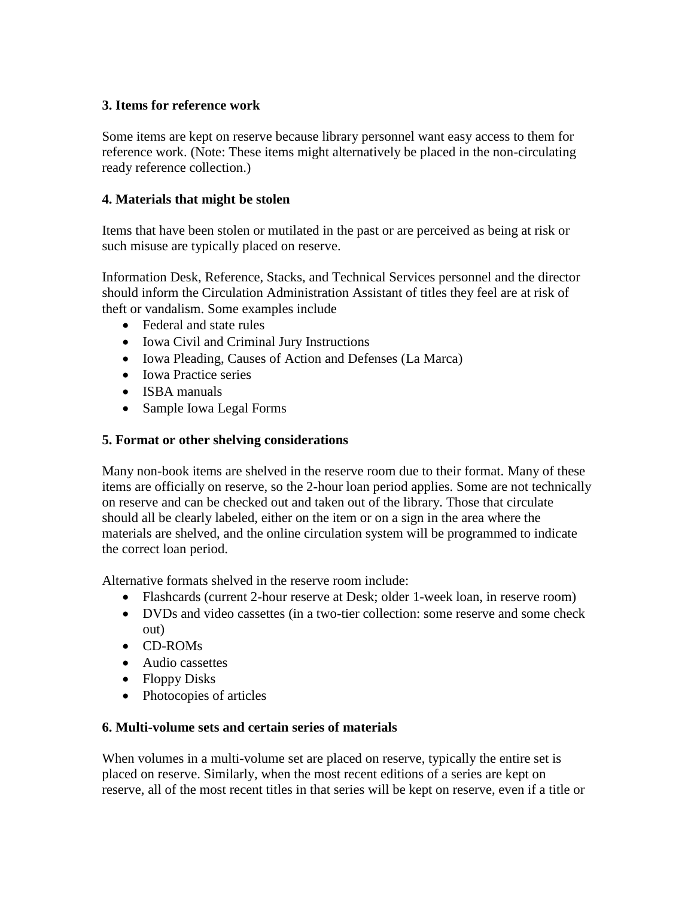**3. Items for reference work**

Some items are kept on reserve because library personnel want easy access to them for reference work. (Note: These items might alternatively be placed in the non-circulating ready reference collection.)

**4. Materials that might be stolen**

Items that have been stolen or mutilated in the past or are perceived as being at risk or such misuse are typically placed on reserve.

Information Desk, Reference, Stacks, and Technical Services personnel and the director should inform the Circulation Administration Assistant of titles they feel are at risk of theft or vandalism. Some examples include

- Federal and state rules
- Iowa Civil and Criminal Jury Instructions
- Iowa Pleading, Causes of Action and Defenses (La Marca)
- Iowa Practice series
- ISBA manuals
- Sample Iowa Legal Forms

**5. Format or other shelving considerations**

Many non-book items are shelved in the reserve room due to their format. Many of these items are officially on reserve, so the 2-hour loan period applies. Some are not technically on reserve and can be checked out and taken out of the library. Those that circulate should all be clearly labeled, either on the item or on a sign in the area where the materials are shelved, and the online circulation system will be programmed to indicate the correct loan period.

Alternative formats shelved in the reserve room include:

- Flashcards (current 2-hour reserve at Desk; older 1-week loan, in reserve room)
- DVDs and video cassettes (in a two-tier collection: some reserve and some check out)
- CD-ROMs
- Audio cassettes
- Floppy Disks
- Photocopies of articles

**6. Multi-volume sets and certain series of materials**

When volumes in a multi-volume set are placed on reserve, typically the entire set is placed on reserve. Similarly, when the most recent editions of a series are kept on reserve, all of the most recent titles in that series will be kept on reserve, even if a title or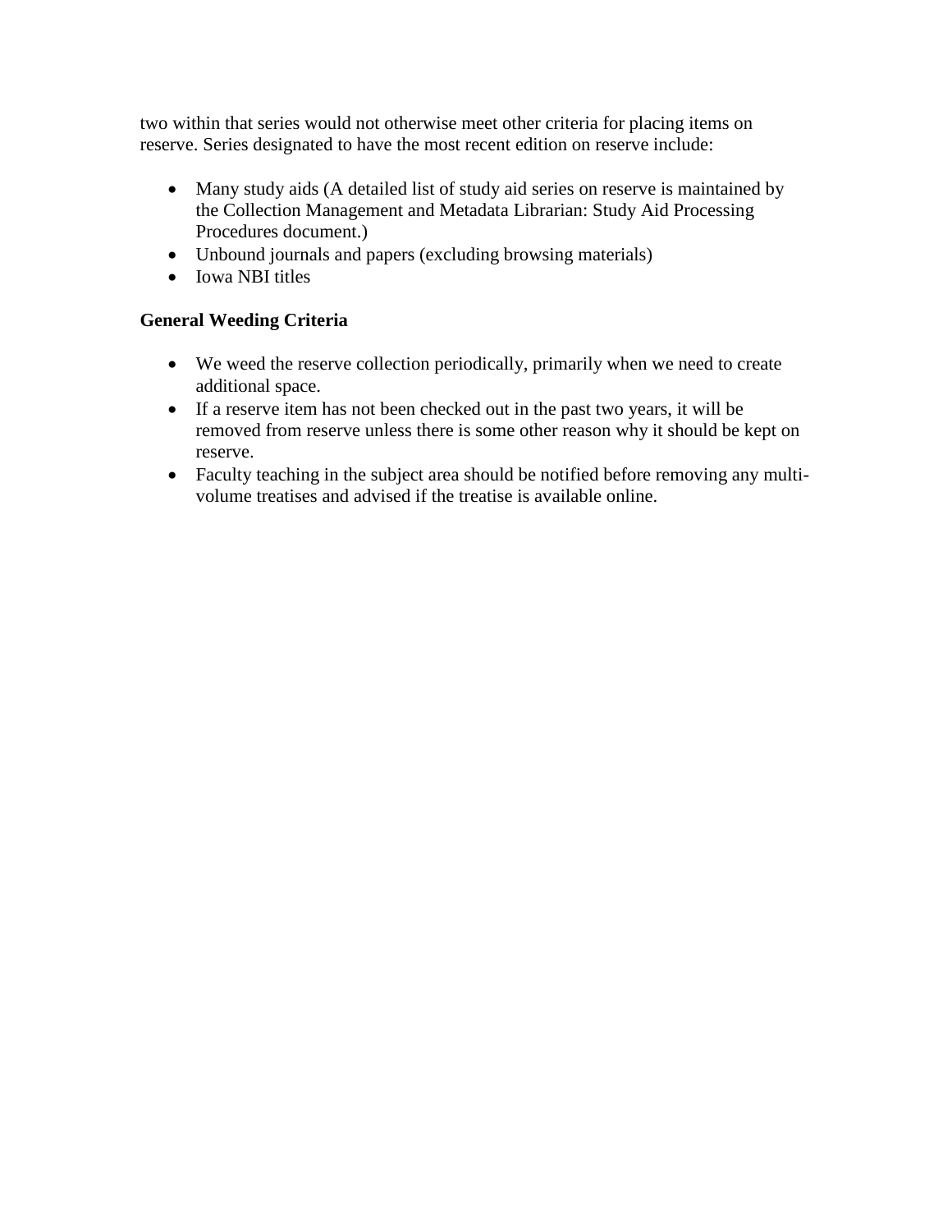two within that series would not otherwise meet other criteria for placing items on reserve. Series designated to have the most recent edition on reserve include:

- Many study aids (A detailed list of study aid series on reserve is maintained by the Collection Management and Metadata Librarian: Study Aid Processing Procedures document.)
- Unbound journals and papers (excluding browsing materials)
- Iowa NBI titles

**General Weeding Criteria**

- We weed the reserve collection periodically, primarily when we need to create additional space.
- If a reserve item has not been checked out in the past two years, it will be removed from reserve unless there is some other reason why it should be kept on reserve.
- Faculty teaching in the subject area should be notified before removing any multi-volume treatises and advised if the treatise is available online.